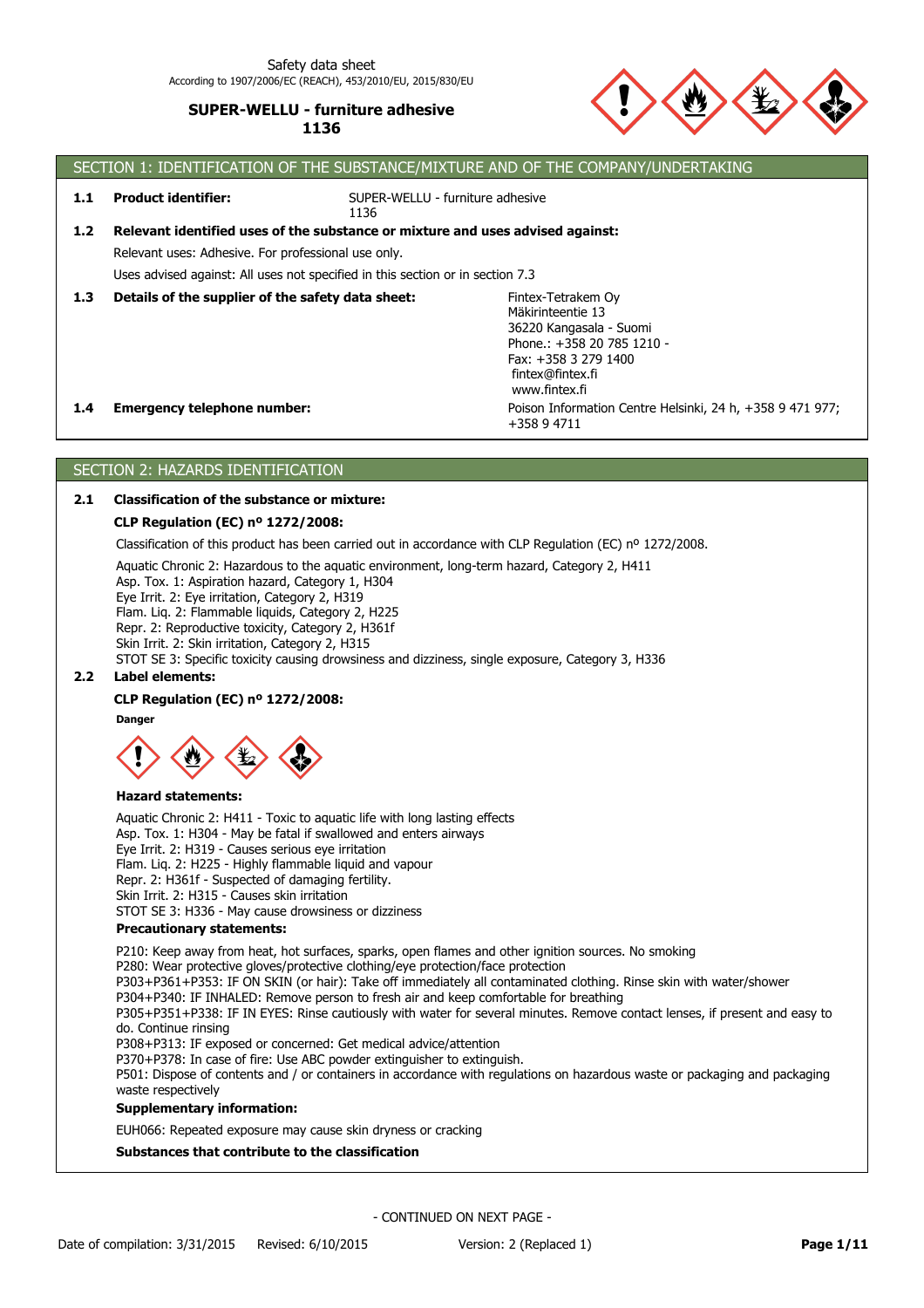Safety data sheet
According to 1907/2006/EC (REACH), 453/2010/EU, 2015/830/EU

**SUPER-WELLU - furniture adhesive**
**1136**

## SECTION 1: IDENTIFICATION OF THE SUBSTANCE/MIXTURE AND OF THE COMPANY/UNDERTAKING

**1.1 Product identifier:** SUPER-WELLU - furniture adhesive
1136

**1.2 Relevant identified uses of the substance or mixture and uses advised against:**

Relevant uses: Adhesive. For professional use only.

Uses advised against: All uses not specified in this section or in section 7.3

**1.3 Details of the supplier of the safety data sheet:**

Fintex-Tetrakem Oy
Mäkirinteentie 13
36220 Kangasala - Suomi
Phone.: +358 20 785 1210 -
Fax: +358 3 279 1400
fintex@fintex.fi
www.fintex.fi

**1.4 Emergency telephone number:** Poison Information Centre Helsinki, 24 h, +358 9 471 977; +358 9 4711

## SECTION 2: HAZARDS IDENTIFICATION

**2.1 Classification of the substance or mixture:**

**CLP Regulation (EC) nº 1272/2008:**

Classification of this product has been carried out in accordance with CLP Regulation (EC) nº 1272/2008.

Aquatic Chronic 2: Hazardous to the aquatic environment, long-term hazard, Category 2, H411
Asp. Tox. 1: Aspiration hazard, Category 1, H304
Eye Irrit. 2: Eye irritation, Category 2, H319
Flam. Liq. 2: Flammable liquids, Category 2, H225
Repr. 2: Reproductive toxicity, Category 2, H361f
Skin Irrit. 2: Skin irritation, Category 2, H315
STOT SE 3: Specific toxicity causing drowsiness and dizziness, single exposure, Category 3, H336

**2.2 Label elements:**

**CLP Regulation (EC) nº 1272/2008:**

**Danger**

**Hazard statements:**

Aquatic Chronic 2: H411 - Toxic to aquatic life with long lasting effects
Asp. Tox. 1: H304 - May be fatal if swallowed and enters airways
Eye Irrit. 2: H319 - Causes serious eye irritation
Flam. Liq. 2: H225 - Highly flammable liquid and vapour
Repr. 2: H361f - Suspected of damaging fertility.
Skin Irrit. 2: H315 - Causes skin irritation
STOT SE 3: H336 - May cause drowsiness or dizziness

**Precautionary statements:**

P210: Keep away from heat, hot surfaces, sparks, open flames and other ignition sources. No smoking
P280: Wear protective gloves/protective clothing/eye protection/face protection
P303+P361+P353: IF ON SKIN (or hair): Take off immediately all contaminated clothing. Rinse skin with water/shower
P304+P340: IF INHALED: Remove person to fresh air and keep comfortable for breathing
P305+P351+P338: IF IN EYES: Rinse cautiously with water for several minutes. Remove contact lenses, if present and easy to do. Continue rinsing
P308+P313: IF exposed or concerned: Get medical advice/attention
P370+P378: In case of fire: Use ABC powder extinguisher to extinguish.
P501: Dispose of contents and / or containers in accordance with regulations on hazardous waste or packaging and packaging waste respectively

**Supplementary information:**

EUH066: Repeated exposure may cause skin dryness or cracking

**Substances that contribute to the classification**

- CONTINUED ON NEXT PAGE -

Date of compilation: 3/31/2015 Revised: 6/10/2015 Version: 2 (Replaced 1)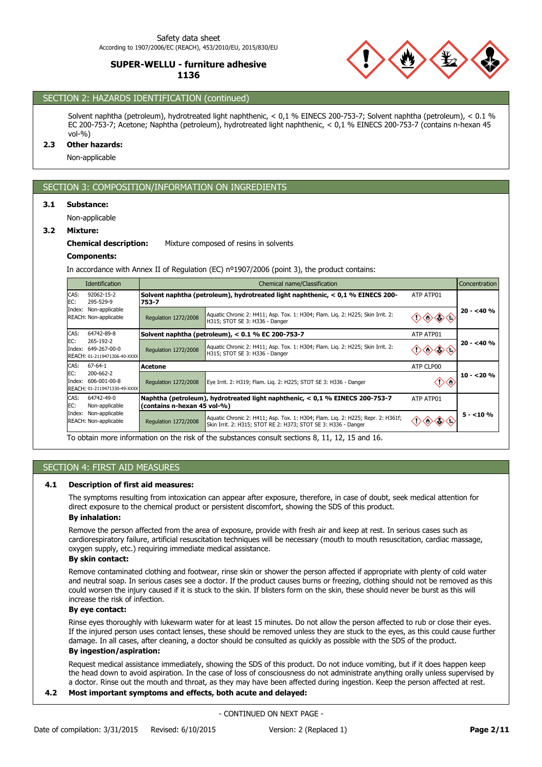## SECTION 2: HAZARDS IDENTIFICATION (continued)

Solvent naphtha (petroleum), hydrotreated light naphthenic, < 0,1 % EINECS 200-753-7; Solvent naphtha (petroleum), < 0.1 % EC 200-753-7; Acetone; Naphtha (petroleum), hydrotreated light naphthenic, < 0,1 % EINECS 200-753-7 (contains n-hexan 45 vol-%)

**2.3 Other hazards:**

Non-applicable

## SECTION 3: COMPOSITION/INFORMATION ON INGREDIENTS

**3.1 Substance:**

Non-applicable

**3.2 Mixture:**

**Chemical description:** Mixture composed of resins in solvents

**Components:**

In accordance with Annex II of Regulation (EC) nº1907/2006 (point 3), the product contains:

| Identification | Chemical name/Classification | | | Concentration |
|---|---|---|---|---|
| CAS: 92062-15-2<br>EC: 295-529-9<br>Index: Non-applicable<br>REACH: Non-applicable | **Solvent naphtha (petroleum), hydrotreated light naphthenic, < 0,1 % EINECS 200-753-7** | | ATP ATP01 | 20 - <40 % |
| | Regulation 1272/2008 | Aquatic Chronic 2: H411; Asp. Tox. 1: H304; Flam. Liq. 2: H225; Skin Irrit. 2: H315; STOT SE 3: H336 - Danger | | |
| CAS: 64742-89-8<br>EC: 265-192-2<br>Index: 649-267-00-0<br>REACH: 01-2119471306-40-XXXX | **Solvent naphtha (petroleum), < 0.1 % EC 200-753-7** | | ATP ATP01 | 20 - <40 % |
| | Regulation 1272/2008 | Aquatic Chronic 2: H411; Asp. Tox. 1: H304; Flam. Liq. 2: H225; Skin Irrit. 2: H315; STOT SE 3: H336 - Danger | | |
| CAS: 67-64-1<br>EC: 200-662-2<br>Index: 606-001-00-8<br>REACH: 01-2119471330-49-XXXX | **Acetone** | | ATP CLP00 | 10 - <20 % |
| | Regulation 1272/2008 | Eye Irrit. 2: H319; Flam. Liq. 2: H225; STOT SE 3: H336 - Danger | | |
| CAS: 64742-49-0<br>EC: Non-applicable<br>Index: Non-applicable<br>REACH: Non-applicable | **Naphtha (petroleum), hydrotreated light naphthenic, < 0,1 % EINECS 200-753-7 (contains n-hexan 45 vol-%)** | | ATP ATP01 | 5 - <10 % |
| | Regulation 1272/2008 | Aquatic Chronic 2: H411; Asp. Tox. 1: H304; Flam. Liq. 2: H225; Repr. 2: H361f; Skin Irrit. 2: H315; STOT RE 2: H373; STOT SE 3: H336 - Danger | | |

To obtain more information on the risk of the substances consult sections 8, 11, 12, 15 and 16.

## SECTION 4: FIRST AID MEASURES

**4.1 Description of first aid measures:**

The symptoms resulting from intoxication can appear after exposure, therefore, in case of doubt, seek medical attention for direct exposure to the chemical product or persistent discomfort, showing the SDS of this product.

**By inhalation:**

Remove the person affected from the area of exposure, provide with fresh air and keep at rest. In serious cases such as cardiorespiratory failure, artificial resuscitation techniques will be necessary (mouth to mouth resuscitation, cardiac massage, oxygen supply, etc.) requiring immediate medical assistance.

**By skin contact:**

Remove contaminated clothing and footwear, rinse skin or shower the person affected if appropriate with plenty of cold water and neutral soap. In serious cases see a doctor. If the product causes burns or freezing, clothing should not be removed as this could worsen the injury caused if it is stuck to the skin. If blisters form on the skin, these should never be burst as this will increase the risk of infection.

**By eye contact:**

Rinse eyes thoroughly with lukewarm water for at least 15 minutes. Do not allow the person affected to rub or close their eyes. If the injured person uses contact lenses, these should be removed unless they are stuck to the eyes, as this could cause further damage. In all cases, after cleaning, a doctor should be consulted as quickly as possible with the SDS of the product.

**By ingestion/aspiration:**

Request medical assistance immediately, showing the SDS of this product. Do not induce vomiting, but if it does happen keep the head down to avoid aspiration. In the case of loss of consciousness do not administrate anything orally unless supervised by a doctor. Rinse out the mouth and throat, as they may have been affected during ingestion. Keep the person affected at rest.

**4.2 Most important symptoms and effects, both acute and delayed:**

- CONTINUED ON NEXT PAGE -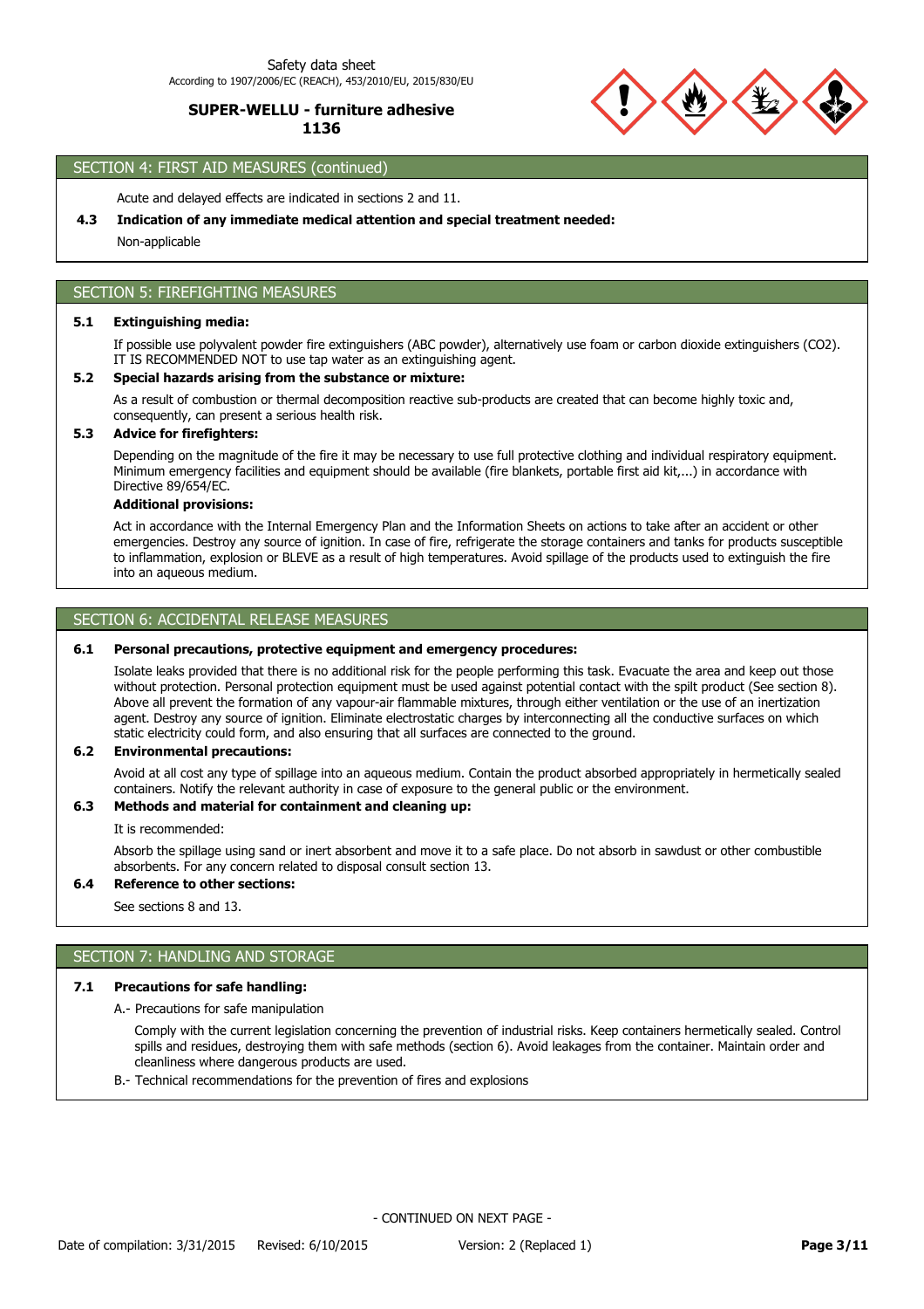## SECTION 4: FIRST AID MEASURES (continued)

Acute and delayed effects are indicated in sections 2 and 11.

**4.3 Indication of any immediate medical attention and special treatment needed:**

Non-applicable

## SECTION 5: FIREFIGHTING MEASURES

**5.1 Extinguishing media:**

If possible use polyvalent powder fire extinguishers (ABC powder), alternatively use foam or carbon dioxide extinguishers (CO2). IT IS RECOMMENDED NOT to use tap water as an extinguishing agent.

**5.2 Special hazards arising from the substance or mixture:**

As a result of combustion or thermal decomposition reactive sub-products are created that can become highly toxic and, consequently, can present a serious health risk.

**5.3 Advice for firefighters:**

Depending on the magnitude of the fire it may be necessary to use full protective clothing and individual respiratory equipment. Minimum emergency facilities and equipment should be available (fire blankets, portable first aid kit,...) in accordance with Directive 89/654/EC.

**Additional provisions:**

Act in accordance with the Internal Emergency Plan and the Information Sheets on actions to take after an accident or other emergencies. Destroy any source of ignition. In case of fire, refrigerate the storage containers and tanks for products susceptible to inflammation, explosion or BLEVE as a result of high temperatures. Avoid spillage of the products used to extinguish the fire into an aqueous medium.

## SECTION 6: ACCIDENTAL RELEASE MEASURES

**6.1 Personal precautions, protective equipment and emergency procedures:**

Isolate leaks provided that there is no additional risk for the people performing this task. Evacuate the area and keep out those without protection. Personal protection equipment must be used against potential contact with the spilt product (See section 8). Above all prevent the formation of any vapour-air flammable mixtures, through either ventilation or the use of an inertization agent. Destroy any source of ignition. Eliminate electrostatic charges by interconnecting all the conductive surfaces on which static electricity could form, and also ensuring that all surfaces are connected to the ground.

**6.2 Environmental precautions:**

Avoid at all cost any type of spillage into an aqueous medium. Contain the product absorbed appropriately in hermetically sealed containers. Notify the relevant authority in case of exposure to the general public or the environment.

**6.3 Methods and material for containment and cleaning up:**

It is recommended:

Absorb the spillage using sand or inert absorbent and move it to a safe place. Do not absorb in sawdust or other combustible absorbents. For any concern related to disposal consult section 13.

**6.4 Reference to other sections:**

See sections 8 and 13.

## SECTION 7: HANDLING AND STORAGE

**7.1 Precautions for safe handling:**

A.- Precautions for safe manipulation

Comply with the current legislation concerning the prevention of industrial risks. Keep containers hermetically sealed. Control spills and residues, destroying them with safe methods (section 6). Avoid leakages from the container. Maintain order and cleanliness where dangerous products are used.

B.- Technical recommendations for the prevention of fires and explosions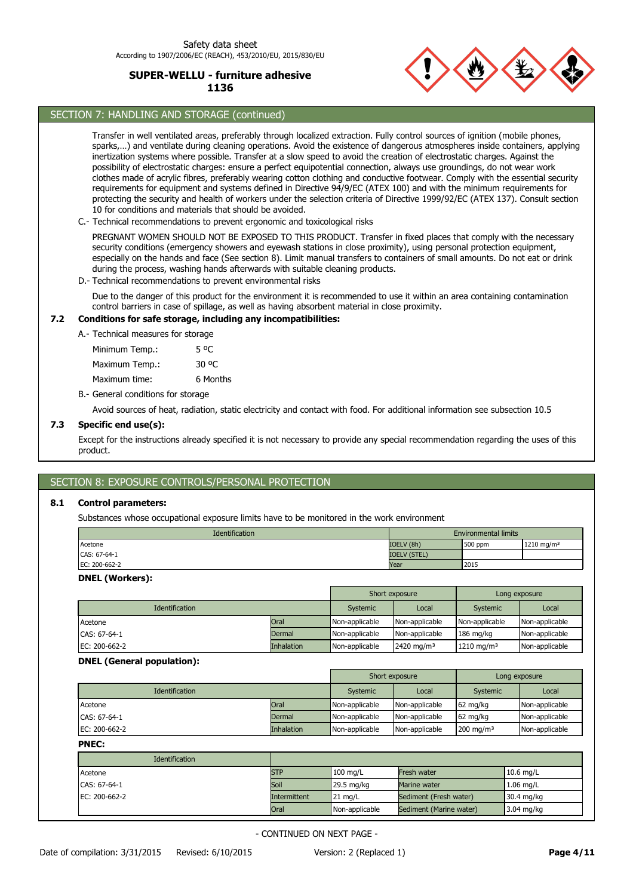## SECTION 7: HANDLING AND STORAGE (continued)

Transfer in well ventilated areas, preferably through localized extraction. Fully control sources of ignition (mobile phones, sparks,…) and ventilate during cleaning operations. Avoid the existence of dangerous atmospheres inside containers, applying inertization systems where possible. Transfer at a slow speed to avoid the creation of electrostatic charges. Against the possibility of electrostatic charges: ensure a perfect equipotential connection, always use groundings, do not wear work clothes made of acrylic fibres, preferably wearing cotton clothing and conductive footwear. Comply with the essential security requirements for equipment and systems defined in Directive 94/9/EC (ATEX 100) and with the minimum requirements for protecting the security and health of workers under the selection criteria of Directive 1999/92/EC (ATEX 137). Consult section 10 for conditions and materials that should be avoided.

C.- Technical recommendations to prevent ergonomic and toxicological risks

PREGNANT WOMEN SHOULD NOT BE EXPOSED TO THIS PRODUCT. Transfer in fixed places that comply with the necessary security conditions (emergency showers and eyewash stations in close proximity), using personal protection equipment, especially on the hands and face (See section 8). Limit manual transfers to containers of small amounts. Do not eat or drink during the process, washing hands afterwards with suitable cleaning products.

D.- Technical recommendations to prevent environmental risks

Due to the danger of this product for the environment it is recommended to use it within an area containing contamination control barriers in case of spillage, as well as having absorbent material in close proximity.

### 7.2 Conditions for safe storage, including any incompatibilities:

A.- Technical measures for storage

| | |
|---|---|
| Minimum Temp.: | 5 ºC |
| Maximum Temp.: | 30 ºC |
| Maximum time: | 6 Months |

B.- General conditions for storage

Avoid sources of heat, radiation, static electricity and contact with food. For additional information see subsection 10.5

### 7.3 Specific end use(s):

Except for the instructions already specified it is not necessary to provide any special recommendation regarding the uses of this product.

## SECTION 8: EXPOSURE CONTROLS/PERSONAL PROTECTION

### 8.1 Control parameters:

Substances whose occupational exposure limits have to be monitored in the work environment

| Identification | Environmental limits | | |
|---|---|---|---|
| Acetone | IOELV (8h) | 500 ppm | 1210 mg/m³ |
| CAS: 67-64-1 | IOELV (STEL) | | |
| EC: 200-662-2 | Year | 2015 | |

**DNEL (Workers):**

| Identification | | Short exposure | | Long exposure | |
|---|---|---|---|---|---|
| | | Systemic | Local | Systemic | Local |
| Acetone | Oral | Non-applicable | Non-applicable | Non-applicable | Non-applicable |
| CAS: 67-64-1 | Dermal | Non-applicable | Non-applicable | 186 mg/kg | Non-applicable |
| EC: 200-662-2 | Inhalation | Non-applicable | 2420 mg/m³ | 1210 mg/m³ | Non-applicable |

**DNEL (General population):**

| Identification | | Short exposure | | Long exposure | |
|---|---|---|---|---|---|
| | | Systemic | Local | Systemic | Local |
| Acetone | Oral | Non-applicable | Non-applicable | 62 mg/kg | Non-applicable |
| CAS: 67-64-1 | Dermal | Non-applicable | Non-applicable | 62 mg/kg | Non-applicable |
| EC: 200-662-2 | Inhalation | Non-applicable | Non-applicable | 200 mg/m³ | Non-applicable |

**PNEC:**

| Identification | | | | |
|---|---|---|---|---|
| Acetone | STP | 100 mg/L | Fresh water | 10.6 mg/L |
| CAS: 67-64-1 | Soil | 29.5 mg/kg | Marine water | 1.06 mg/L |
| EC: 200-662-2 | Intermittent | 21 mg/L | Sediment (Fresh water) | 30.4 mg/kg |
| | Oral | Non-applicable | Sediment (Marine water) | 3.04 mg/kg |

- CONTINUED ON NEXT PAGE -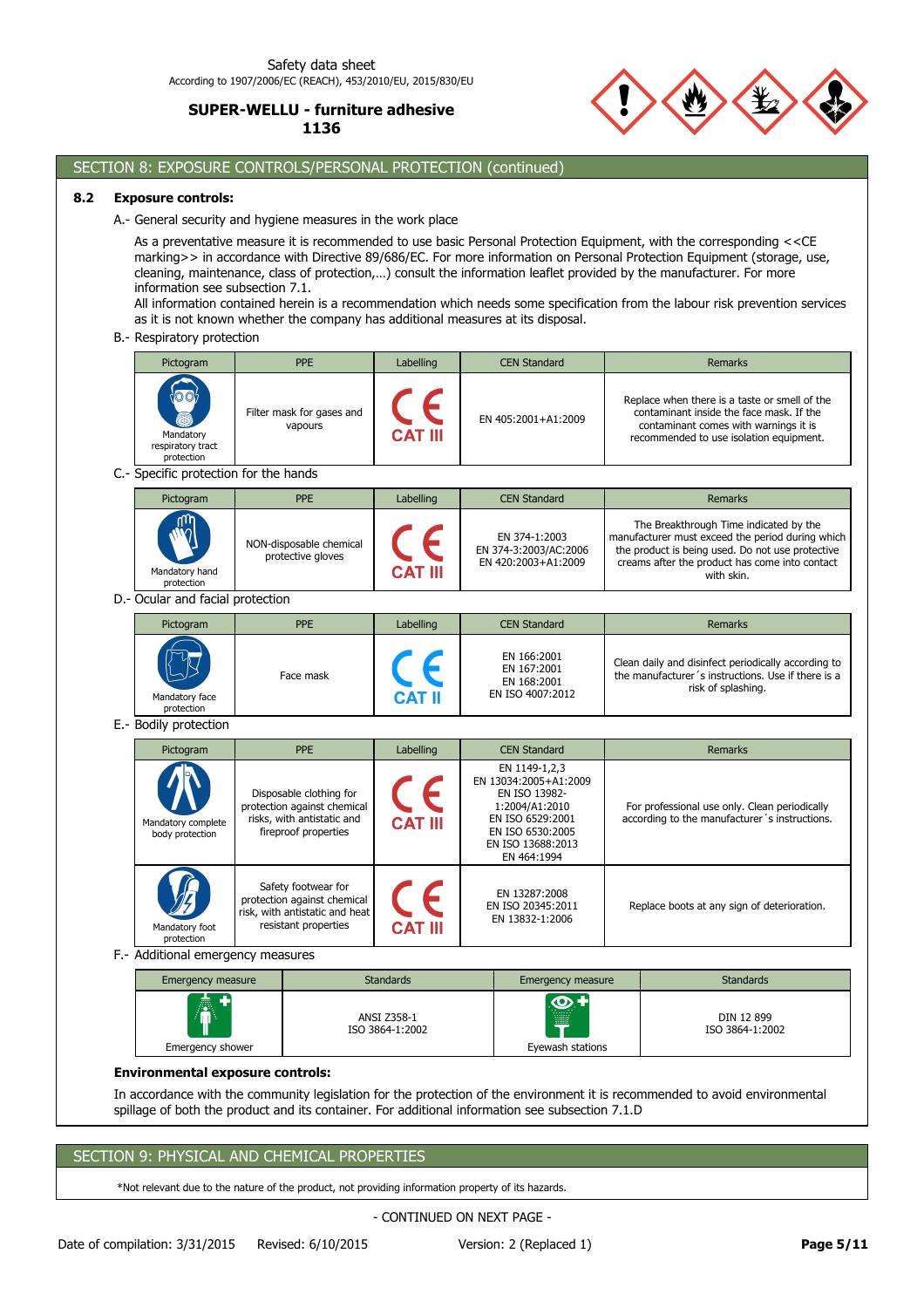## SECTION 8: EXPOSURE CONTROLS/PERSONAL PROTECTION (continued)

### 8.2 Exposure controls:

A.- General security and hygiene measures in the work place

As a preventative measure it is recommended to use basic Personal Protection Equipment, with the corresponding <<CE marking>> in accordance with Directive 89/686/EC. For more information on Personal Protection Equipment (storage, use, cleaning, maintenance, class of protection,…) consult the information leaflet provided by the manufacturer. For more information see subsection 7.1.

All information contained herein is a recommendation which needs some specification from the labour risk prevention services as it is not known whether the company has additional measures at its disposal.

B.- Respiratory protection

| Pictogram | PPE | Labelling | CEN Standard | Remarks |
|---|---|---|---|---|
| Mandatory respiratory tract protection | Filter mask for gases and vapours | CE CAT III | EN 405:2001+A1:2009 | Replace when there is a taste or smell of the contaminant inside the face mask. If the contaminant comes with warnings it is recommended to use isolation equipment. |

C.- Specific protection for the hands

| Pictogram | PPE | Labelling | CEN Standard | Remarks |
|---|---|---|---|---|
| Mandatory hand protection | NON-disposable chemical protective gloves | CE CAT III | EN 374-1:2003<br>EN 374-3:2003/AC:2006<br>EN 420:2003+A1:2009 | The Breakthrough Time indicated by the manufacturer must exceed the period during which the product is being used. Do not use protective creams after the product has come into contact with skin. |

D.- Ocular and facial protection

| Pictogram | PPE | Labelling | CEN Standard | Remarks |
|---|---|---|---|---|
| Mandatory face protection | Face mask | CE CAT II | EN 166:2001<br>EN 167:2001<br>EN 168:2001<br>EN ISO 4007:2012 | Clean daily and disinfect periodically according to the manufacturer´s instructions. Use if there is a risk of splashing. |

E.- Bodily protection

| Pictogram | PPE | Labelling | CEN Standard | Remarks |
|---|---|---|---|---|
| Mandatory complete body protection | Disposable clothing for protection against chemical risks, with antistatic and fireproof properties | CE CAT III | EN 1149-1,2,3<br>EN 13034:2005+A1:2009<br>EN ISO 13982-1:2004/A1:2010<br>EN ISO 6529:2001<br>EN ISO 6530:2005<br>EN ISO 13688:2013<br>EN 464:1994 | For professional use only. Clean periodically according to the manufacturer´s instructions. |
| Mandatory foot protection | Safety footwear for protection against chemical risk, with antistatic and heat resistant properties | CE CAT III | EN 13287:2008<br>EN ISO 20345:2011<br>EN 13832-1:2006 | Replace boots at any sign of deterioration. |

F.- Additional emergency measures

| Emergency measure | Standards | Emergency measure | Standards |
|---|---|---|---|
| Emergency shower | ANSI Z358-1<br>ISO 3864-1:2002 | Eyewash stations | DIN 12 899<br>ISO 3864-1:2002 |

**Environmental exposure controls:**

In accordance with the community legislation for the protection of the environment it is recommended to avoid environmental spillage of both the product and its container. For additional information see subsection 7.1.D

## SECTION 9: PHYSICAL AND CHEMICAL PROPERTIES

*Not relevant due to the nature of the product, not providing information property of its hazards.

- CONTINUED ON NEXT PAGE -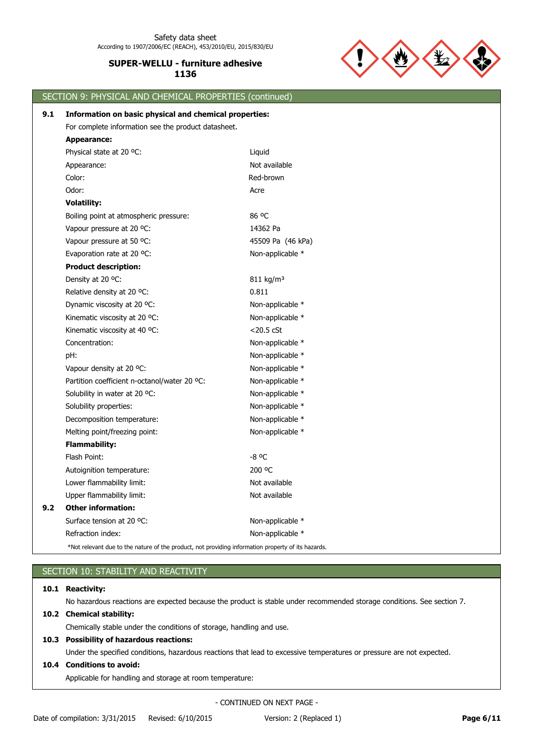## SECTION 9: PHYSICAL AND CHEMICAL PROPERTIES (continued)

### 9.1 Information on basic physical and chemical properties:

For complete information see the product datasheet.

**Appearance:**

| | |
|---|---|
| Physical state at 20 ºC: | Liquid |
| Appearance: | Not available |
| Color: | Red-brown |
| Odor: | Acre |

**Volatility:**

| | |
|---|---|
| Boiling point at atmospheric pressure: | 86 ºC |
| Vapour pressure at 20 ºC: | 14362 Pa |
| Vapour pressure at 50 ºC: | 45509 Pa (46 kPa) |
| Evaporation rate at 20 ºC: | Non-applicable * |

**Product description:**

| | |
|---|---|
| Density at 20 ºC: | 811 kg/m³ |
| Relative density at 20 ºC: | 0.811 |
| Dynamic viscosity at 20 ºC: | Non-applicable * |
| Kinematic viscosity at 20 ºC: | Non-applicable * |
| Kinematic viscosity at 40 ºC: | <20.5 cSt |
| Concentration: | Non-applicable * |
| pH: | Non-applicable * |
| Vapour density at 20 ºC: | Non-applicable * |
| Partition coefficient n-octanol/water 20 ºC: | Non-applicable * |
| Solubility in water at 20 ºC: | Non-applicable * |
| Solubility properties: | Non-applicable * |
| Decomposition temperature: | Non-applicable * |
| Melting point/freezing point: | Non-applicable * |

**Flammability:**

| | |
|---|---|
| Flash Point: | -8 ºC |
| Autoignition temperature: | 200 ºC |
| Lower flammability limit: | Not available |
| Upper flammability limit: | Not available |

### 9.2 Other information:

| | |
|---|---|
| Surface tension at 20 ºC: | Non-applicable * |
| Refraction index: | Non-applicable * |

*Not relevant due to the nature of the product, not providing information property of its hazards.

## SECTION 10: STABILITY AND REACTIVITY

### 10.1 Reactivity:

No hazardous reactions are expected because the product is stable under recommended storage conditions. See section 7.

### 10.2 Chemical stability:

Chemically stable under the conditions of storage, handling and use.

### 10.3 Possibility of hazardous reactions:

Under the specified conditions, hazardous reactions that lead to excessive temperatures or pressure are not expected.

### 10.4 Conditions to avoid:

Applicable for handling and storage at room temperature:

- CONTINUED ON NEXT PAGE -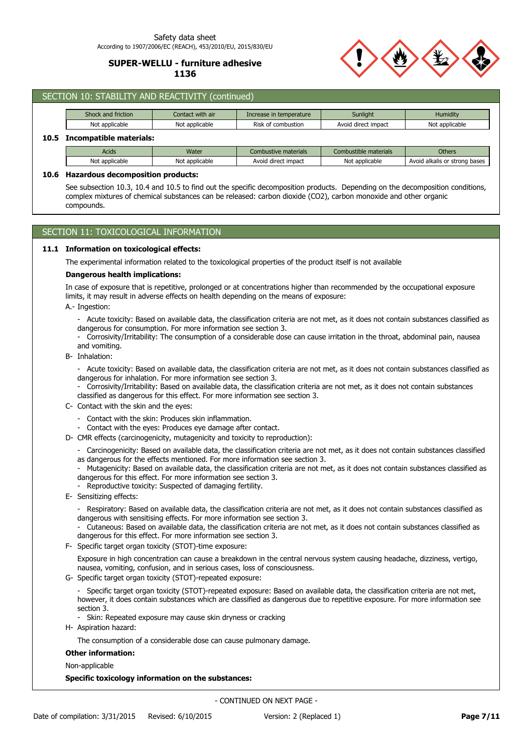## SECTION 10: STABILITY AND REACTIVITY (continued)

| Shock and friction | Contact with air | Increase in temperature | Sunlight | Humidity |
|---|---|---|---|---|
| Not applicable | Not applicable | Risk of combustion | Avoid direct impact | Not applicable |

### 10.5 Incompatible materials:

| Acids | Water | Combustive materials | Combustible materials | Others |
|---|---|---|---|---|
| Not applicable | Not applicable | Avoid direct impact | Not applicable | Avoid alkalis or strong bases |

### 10.6 Hazardous decomposition products:

See subsection 10.3, 10.4 and 10.5 to find out the specific decomposition products. Depending on the decomposition conditions, complex mixtures of chemical substances can be released: carbon dioxide ($CO_2$), carbon monoxide and other organic compounds.

## SECTION 11: TOXICOLOGICAL INFORMATION

### 11.1 Information on toxicological effects:

The experimental information related to the toxicological properties of the product itself is not available

**Dangerous health implications:**

In case of exposure that is repetitive, prolonged or at concentrations higher than recommended by the occupational exposure limits, it may result in adverse effects on health depending on the means of exposure:

A.- Ingestion:

- Acute toxicity: Based on available data, the classification criteria are not met, as it does not contain substances classified as dangerous for consumption. For more information see section 3.
- Corrosivity/Irritability: The consumption of a considerable dose can cause irritation in the throat, abdominal pain, nausea and vomiting.

B- Inhalation:

- Acute toxicity: Based on available data, the classification criteria are not met, as it does not contain substances classified as dangerous for inhalation. For more information see section 3.
- Corrosivity/Irritability: Based on available data, the classification criteria are not met, as it does not contain substances classified as dangerous for this effect. For more information see section 3.

C- Contact with the skin and the eyes:

- Contact with the skin: Produces skin inflammation.
- Contact with the eyes: Produces eye damage after contact.

D- CMR effects (carcinogenicity, mutagenicity and toxicity to reproduction):

- Carcinogenicity: Based on available data, the classification criteria are not met, as it does not contain substances classified as dangerous for the effects mentioned. For more information see section 3.
- Mutagenicity: Based on available data, the classification criteria are not met, as it does not contain substances classified as dangerous for this effect. For more information see section 3.
- Reproductive toxicity: Suspected of damaging fertility.

E- Sensitizing effects:

- Respiratory: Based on available data, the classification criteria are not met, as it does not contain substances classified as dangerous with sensitising effects. For more information see section 3.
- Cutaneous: Based on available data, the classification criteria are not met, as it does not contain substances classified as dangerous for this effect. For more information see section 3.

F- Specific target organ toxicity (STOT)-time exposure:

Exposure in high concentration can cause a breakdown in the central nervous system causing headache, dizziness, vertigo, nausea, vomiting, confusion, and in serious cases, loss of consciousness.

G- Specific target organ toxicity (STOT)-repeated exposure:

- Specific target organ toxicity (STOT)-repeated exposure: Based on available data, the classification criteria are not met, however, it does contain substances which are classified as dangerous due to repetitive exposure. For more information see section 3.
- Skin: Repeated exposure may cause skin dryness or cracking

H- Aspiration hazard:

The consumption of a considerable dose can cause pulmonary damage.

**Other information:**

Non-applicable

**Specific toxicology information on the substances:**

- CONTINUED ON NEXT PAGE -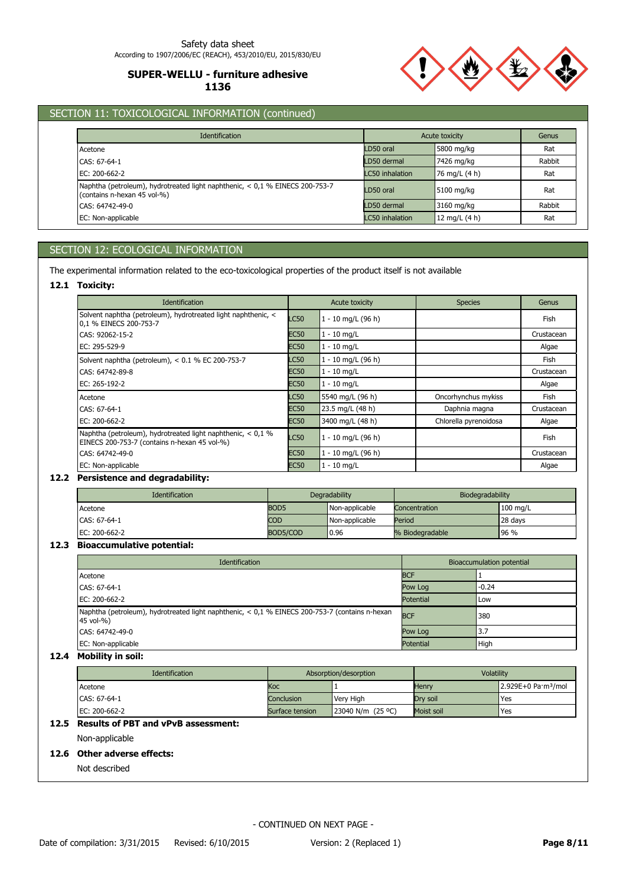## SECTION 11: TOXICOLOGICAL INFORMATION (continued)

| Identification | Acute toxicity | | Genus |
|---|---|---|---|
| Acetone | LD50 oral | 5800 mg/kg | Rat |
| CAS: 67-64-1 | LD50 dermal | 7426 mg/kg | Rabbit |
| EC: 200-662-2 | LC50 inhalation | 76 mg/L (4 h) | Rat |
| Naphtha (petroleum), hydrotreated light naphthenic, < 0,1 % EINECS 200-753-7 (contains n-hexan 45 vol-%) | LD50 oral | 5100 mg/kg | Rat |
| CAS: 64742-49-0 | LD50 dermal | 3160 mg/kg | Rabbit |
| EC: Non-applicable | LC50 inhalation | 12 mg/L (4 h) | Rat |

## SECTION 12: ECOLOGICAL INFORMATION

The experimental information related to the eco-toxicological properties of the product itself is not available

### 12.1 Toxicity:

| Identification | Acute toxicity | | Species | Genus |
|---|---|---|---|---|
| Solvent naphtha (petroleum), hydrotreated light naphthenic, < 0,1 % EINECS 200-753-7 | LC50 | 1 - 10 mg/L (96 h) | | Fish |
| CAS: 92062-15-2 | EC50 | 1 - 10 mg/L | | Crustacean |
| EC: 295-529-9 | EC50 | 1 - 10 mg/L | | Algae |
| Solvent naphtha (petroleum), < 0.1 % EC 200-753-7 | LC50 | 1 - 10 mg/L (96 h) | | Fish |
| CAS: 64742-89-8 | EC50 | 1 - 10 mg/L | | Crustacean |
| EC: 265-192-2 | EC50 | 1 - 10 mg/L | | Algae |
| Acetone | LC50 | 5540 mg/L (96 h) | Oncorhynchus mykiss | Fish |
| CAS: 67-64-1 | EC50 | 23.5 mg/L (48 h) | Daphnia magna | Crustacean |
| EC: 200-662-2 | EC50 | 3400 mg/L (48 h) | Chlorella pyrenoidosa | Algae |
| Naphtha (petroleum), hydrotreated light naphthenic, < 0,1 % EINECS 200-753-7 (contains n-hexan 45 vol-%) | LC50 | 1 - 10 mg/L (96 h) | | Fish |
| CAS: 64742-49-0 | EC50 | 1 - 10 mg/L (96 h) | | Crustacean |
| EC: Non-applicable | EC50 | 1 - 10 mg/L | | Algae |

### 12.2 Persistence and degradability:

| Identification | Degradability | | Biodegradability | |
|---|---|---|---|---|
| Acetone | BOD5 | Non-applicable | Concentration | 100 mg/L |
| CAS: 67-64-1 | COD | Non-applicable | Period | 28 days |
| EC: 200-662-2 | BOD5/COD | 0.96 | % Biodegradable | 96 % |

### 12.3 Bioaccumulative potential:

| Identification | Bioaccumulation potential | |
|---|---|---|
| Acetone | BCF | 1 |
| CAS: 67-64-1 | Pow Log | -0.24 |
| EC: 200-662-2 | Potential | Low |
| Naphtha (petroleum), hydrotreated light naphthenic, < 0,1 % EINECS 200-753-7 (contains n-hexan 45 vol-%) | BCF | 380 |
| CAS: 64742-49-0 | Pow Log | 3.7 |
| EC: Non-applicable | Potential | High |

### 12.4 Mobility in soil:

| Identification | Absorption/desorption | | Volatility | |
|---|---|---|---|---|
| Acetone | Koc | 1 | Henry | 2.929E+0 Pa·m³/mol |
| CAS: 67-64-1 | Conclusion | Very High | Dry soil | Yes |
| EC: 200-662-2 | Surface tension | 23040 N/m (25 ºC) | Moist soil | Yes |

### 12.5 Results of PBT and vPvB assessment:

Non-applicable

### 12.6 Other adverse effects:

Not described

- CONTINUED ON NEXT PAGE -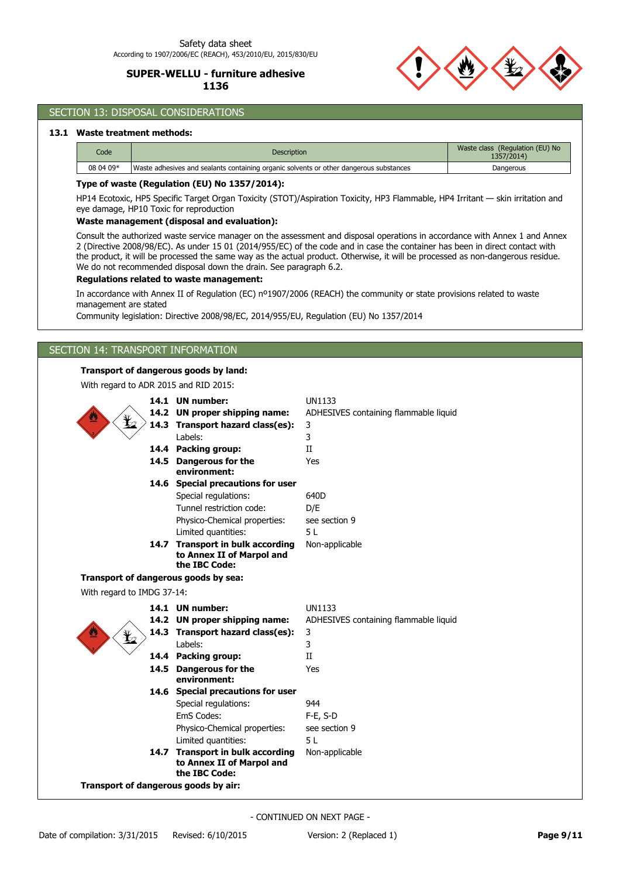## SECTION 13: DISPOSAL CONSIDERATIONS

### 13.1 Waste treatment methods:

| Code | Description | Waste class (Regulation (EU) No 1357/2014) |
|---|---|---|
| 08 04 09* | Waste adhesives and sealants containing organic solvents or other dangerous substances | Dangerous |

**Type of waste (Regulation (EU) No 1357/2014):**

HP14 Ecotoxic, HP5 Specific Target Organ Toxicity (STOT)/Aspiration Toxicity, HP3 Flammable, HP4 Irritant — skin irritation and eye damage, HP10 Toxic for reproduction

**Waste management (disposal and evaluation):**

Consult the authorized waste service manager on the assessment and disposal operations in accordance with Annex 1 and Annex 2 (Directive 2008/98/EC). As under 15 01 (2014/955/EC) of the code and in case the container has been in direct contact with the product, it will be processed the same way as the actual product. Otherwise, it will be processed as non-dangerous residue. We do not recommended disposal down the drain. See paragraph 6.2.

**Regulations related to waste management:**

In accordance with Annex II of Regulation (EC) nº1907/2006 (REACH) the community or state provisions related to waste management are stated

Community legislation: Directive 2008/98/EC, 2014/955/EU, Regulation (EU) No 1357/2014

## SECTION 14: TRANSPORT INFORMATION

**Transport of dangerous goods by land:**

With regard to ADR 2015 and RID 2015:

| | | |
|---|---|---|
| **14.1** | **UN number:** | UN1133 |
| **14.2** | **UN proper shipping name:** | ADHESIVES containing flammable liquid |
| **14.3** | **Transport hazard class(es):** | 3 |
| | Labels: | 3 |
| **14.4** | **Packing group:** | II |
| **14.5** | **Dangerous for the environment:** | Yes |
| **14.6** | **Special precautions for user** | |
| | Special regulations: | 640D |
| | Tunnel restriction code: | D/E |
| | Physico-Chemical properties: | see section 9 |
| | Limited quantities: | 5 L |
| **14.7** | **Transport in bulk according to Annex II of Marpol and the IBC Code:** | Non-applicable |

**Transport of dangerous goods by sea:**

With regard to IMDG 37-14:

| | | |
|---|---|---|
| **14.1** | **UN number:** | UN1133 |
| **14.2** | **UN proper shipping name:** | ADHESIVES containing flammable liquid |
| **14.3** | **Transport hazard class(es):** | 3 |
| | Labels: | 3 |
| **14.4** | **Packing group:** | II |
| **14.5** | **Dangerous for the environment:** | Yes |
| **14.6** | **Special precautions for user** | |
| | Special regulations: | 944 |
| | EmS Codes: | F-E, S-D |
| | Physico-Chemical properties: | see section 9 |
| | Limited quantities: | 5 L |
| **14.7** | **Transport in bulk according to Annex II of Marpol and the IBC Code:** | Non-applicable |

**Transport of dangerous goods by air:**

- CONTINUED ON NEXT PAGE -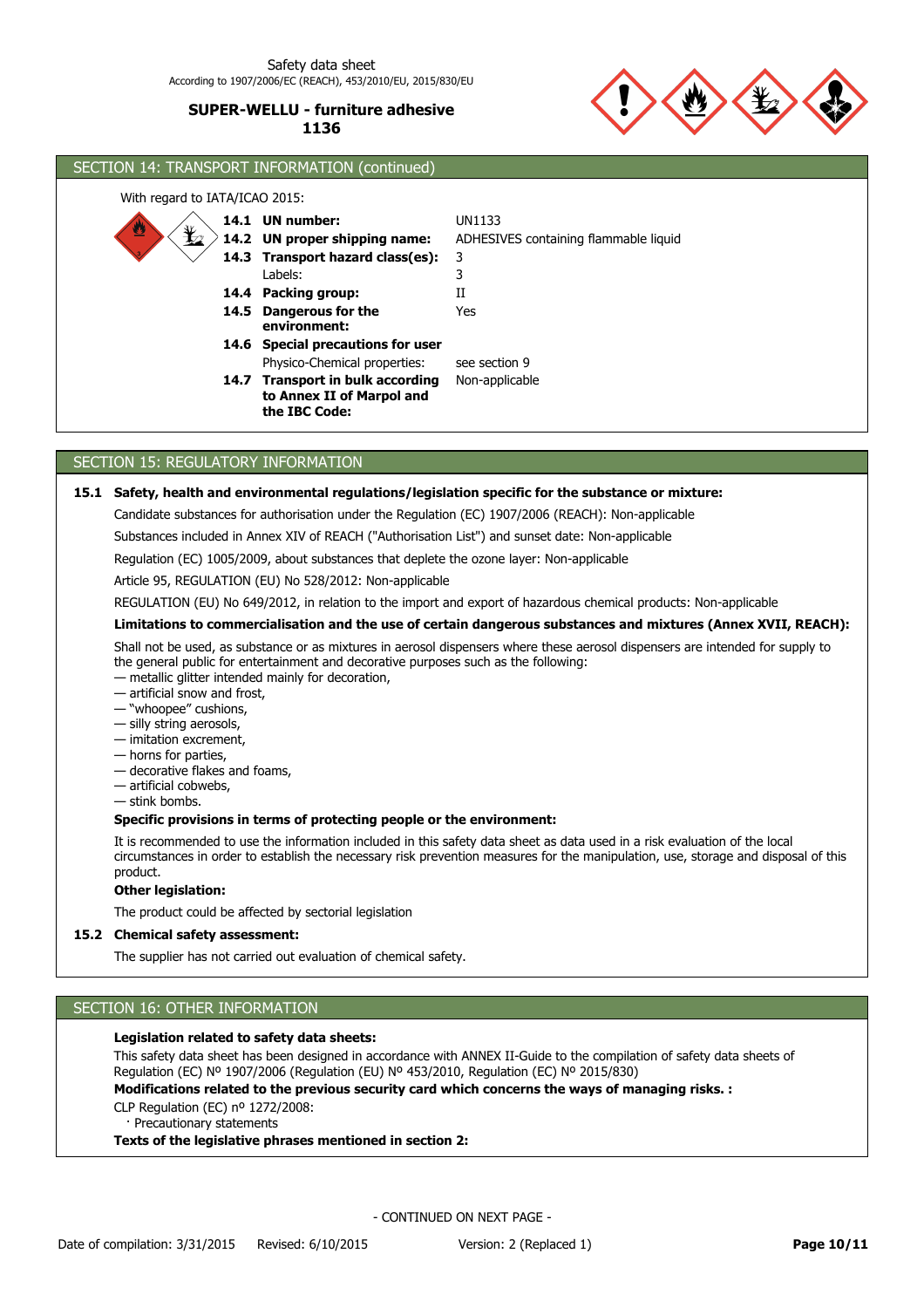## SECTION 14: TRANSPORT INFORMATION (continued)

With regard to IATA/ICAO 2015:

| | | |
|---|---|---|
| **14.1** | **UN number:** | UN1133 |
| **14.2** | **UN proper shipping name:** | ADHESIVES containing flammable liquid |
| **14.3** | **Transport hazard class(es):** | 3 |
| | Labels: | 3 |
| **14.4** | **Packing group:** | II |
| **14.5** | **Dangerous for the environment:** | Yes |
| **14.6** | **Special precautions for user** | |
| | Physico-Chemical properties: | see section 9 |
| **14.7** | **Transport in bulk according to Annex II of Marpol and the IBC Code:** | Non-applicable |

## SECTION 15: REGULATORY INFORMATION

**15.1 Safety, health and environmental regulations/legislation specific for the substance or mixture:**

Candidate substances for authorisation under the Regulation (EC) 1907/2006 (REACH): Non-applicable

Substances included in Annex XIV of REACH ("Authorisation List") and sunset date: Non-applicable

Regulation (EC) 1005/2009, about substances that deplete the ozone layer: Non-applicable

Article 95, REGULATION (EU) No 528/2012: Non-applicable

REGULATION (EU) No 649/2012, in relation to the import and export of hazardous chemical products: Non-applicable

**Limitations to commercialisation and the use of certain dangerous substances and mixtures (Annex XVII, REACH):**

Shall not be used, as substance or as mixtures in aerosol dispensers where these aerosol dispensers are intended for supply to the general public for entertainment and decorative purposes such as the following:
— metallic glitter intended mainly for decoration,
— artificial snow and frost,
— "whoopee" cushions,
— silly string aerosols,
— imitation excrement,
— horns for parties,
— decorative flakes and foams,
— artificial cobwebs,
— stink bombs.

**Specific provisions in terms of protecting people or the environment:**

It is recommended to use the information included in this safety data sheet as data used in a risk evaluation of the local circumstances in order to establish the necessary risk prevention measures for the manipulation, use, storage and disposal of this product.

**Other legislation:**

The product could be affected by sectorial legislation

**15.2 Chemical safety assessment:**

The supplier has not carried out evaluation of chemical safety.

## SECTION 16: OTHER INFORMATION

**Legislation related to safety data sheets:**

This safety data sheet has been designed in accordance with ANNEX II-Guide to the compilation of safety data sheets of Regulation (EC) Nº 1907/2006 (Regulation (EU) Nº 453/2010, Regulation (EC) Nº 2015/830)

**Modifications related to the previous security card which concerns the ways of managing risks. :**

CLP Regulation (EC) nº 1272/2008:
· Precautionary statements

**Texts of the legislative phrases mentioned in section 2:**

- CONTINUED ON NEXT PAGE -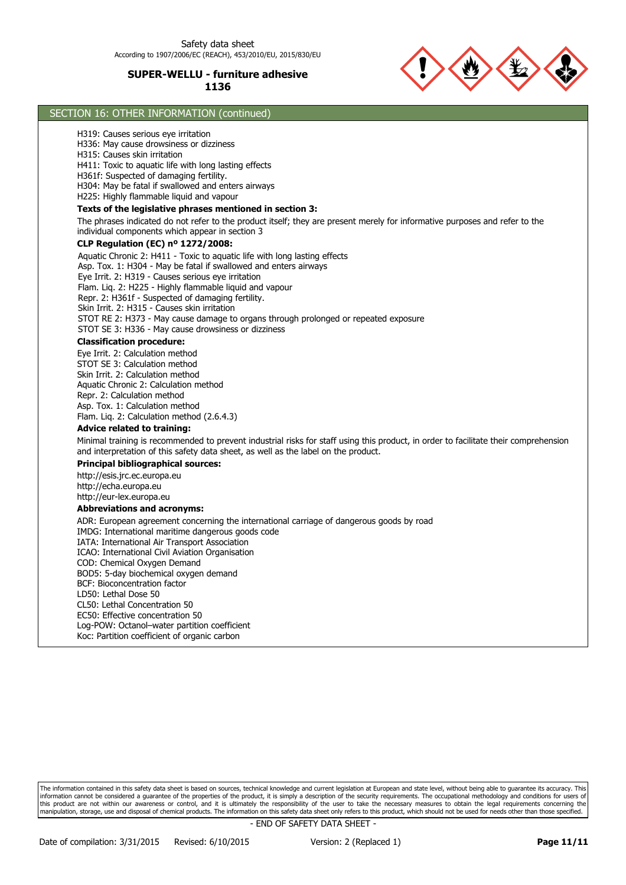## SECTION 16: OTHER INFORMATION (continued)

H319: Causes serious eye irritation
H336: May cause drowsiness or dizziness
H315: Causes skin irritation
H411: Toxic to aquatic life with long lasting effects
H361f: Suspected of damaging fertility.
H304: May be fatal if swallowed and enters airways
H225: Highly flammable liquid and vapour

**Texts of the legislative phrases mentioned in section 3:**

The phrases indicated do not refer to the product itself; they are present merely for informative purposes and refer to the individual components which appear in section 3

**CLP Regulation (EC) nº 1272/2008:**

Aquatic Chronic 2: H411 - Toxic to aquatic life with long lasting effects
Asp. Tox. 1: H304 - May be fatal if swallowed and enters airways
Eye Irrit. 2: H319 - Causes serious eye irritation
Flam. Liq. 2: H225 - Highly flammable liquid and vapour
Repr. 2: H361f - Suspected of damaging fertility.
Skin Irrit. 2: H315 - Causes skin irritation
STOT RE 2: H373 - May cause damage to organs through prolonged or repeated exposure
STOT SE 3: H336 - May cause drowsiness or dizziness

**Classification procedure:**

Eye Irrit. 2: Calculation method
STOT SE 3: Calculation method
Skin Irrit. 2: Calculation method
Aquatic Chronic 2: Calculation method
Repr. 2: Calculation method
Asp. Tox. 1: Calculation method
Flam. Liq. 2: Calculation method (2.6.4.3)

**Advice related to training:**

Minimal training is recommended to prevent industrial risks for staff using this product, in order to facilitate their comprehension and interpretation of this safety data sheet, as well as the label on the product.

**Principal bibliographical sources:**

http://esis.jrc.ec.europa.eu
http://echa.europa.eu
http://eur-lex.europa.eu

**Abbreviations and acronyms:**

ADR: European agreement concerning the international carriage of dangerous goods by road
IMDG: International maritime dangerous goods code
IATA: International Air Transport Association
ICAO: International Civil Aviation Organisation
COD: Chemical Oxygen Demand
BOD5: 5-day biochemical oxygen demand
BCF: Bioconcentration factor
LD50: Lethal Dose 50
CL50: Lethal Concentration 50
EC50: Effective concentration 50
Log-POW: Octanol–water partition coefficient
Koc: Partition coefficient of organic carbon

The information contained in this safety data sheet is based on sources, technical knowledge and current legislation at European and state level, without being able to guarantee its accuracy. This information cannot be considered a guarantee of the properties of the product, it is simply a description of the security requirements. The occupational methodology and conditions for users of this product are not within our awareness or control, and it is ultimately the responsibility of the user to take the necessary measures to obtain the legal requirements concerning the manipulation, storage, use and disposal of chemical products. The information on this safety data sheet only refers to this product, which should not be used for needs other than those specified.

- END OF SAFETY DATA SHEET -